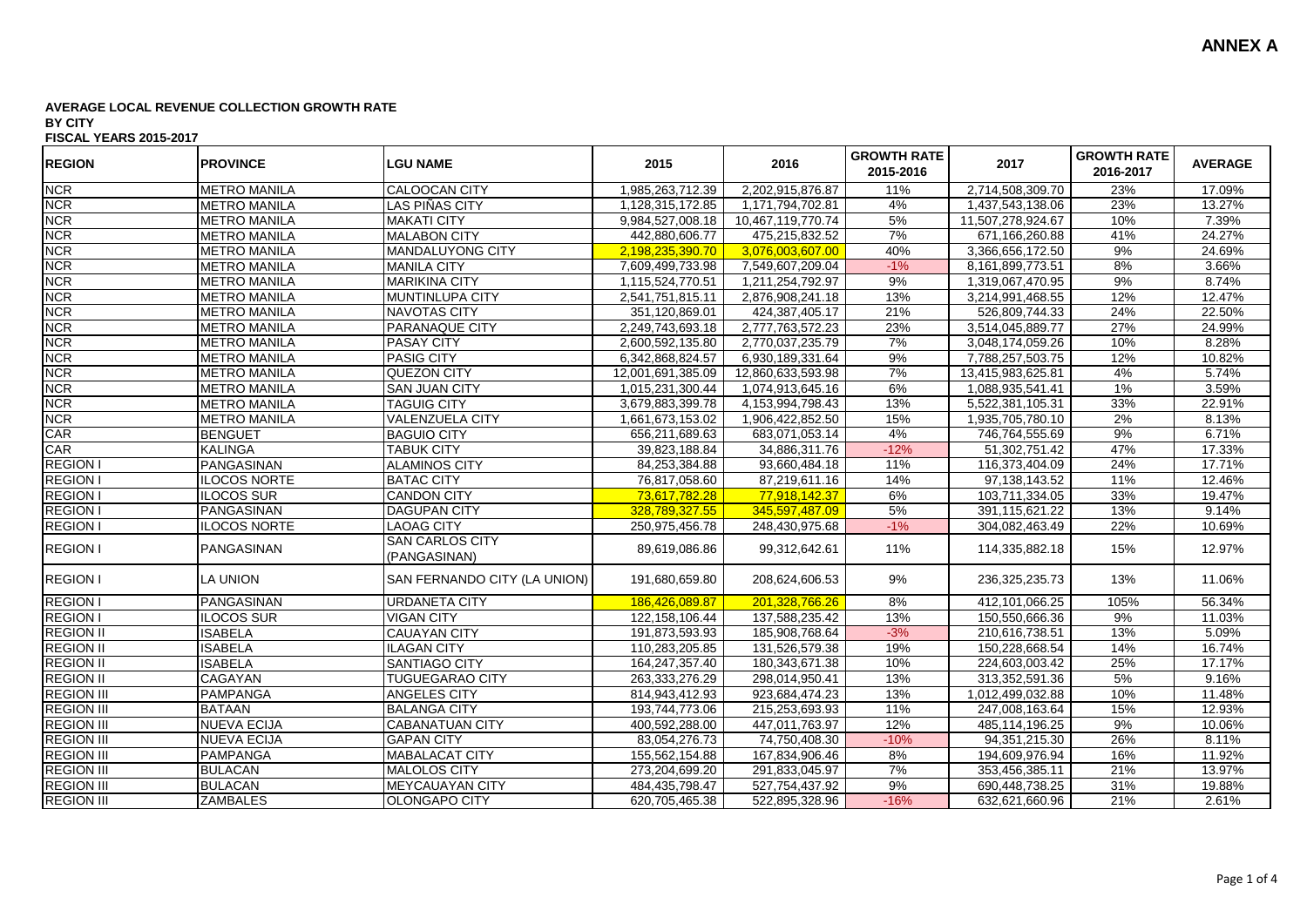**ANNEX A**

**AVERAGE LOCAL REVENUE COLLECTION GROWTH RATE**
**BY CITY**
**FISCAL YEARS 2015-2017**

| REGION | PROVINCE | LGU NAME | 2015 | 2016 | GROWTH RATE 2015-2016 | 2017 | GROWTH RATE 2016-2017 | AVERAGE |
|---|---|---|---|---|---|---|---|---|
| NCR | METRO MANILA | CALOOCAN CITY | 1,985,263,712.39 | 2,202,915,876.87 | 11% | 2,714,508,309.70 | 23% | 17.09% |
| NCR | METRO MANILA | LAS PIÑAS CITY | 1,128,315,172.85 | 1,171,794,702.81 | 4% | 1,437,543,138.06 | 23% | 13.27% |
| NCR | METRO MANILA | MAKATI CITY | 9,984,527,008.18 | 10,467,119,770.74 | 5% | 11,507,278,924.67 | 10% | 7.39% |
| NCR | METRO MANILA | MALABON CITY | 442,880,606.77 | 475,215,832.52 | 7% | 671,166,260.88 | 41% | 24.27% |
| NCR | METRO MANILA | MANDALUYONG CITY | 2,198,235,390.70 | 3,076,003,607.00 | 40% | 3,366,656,172.50 | 9% | 24.69% |
| NCR | METRO MANILA | MANILA CITY | 7,609,499,733.98 | 7,549,607,209.04 | -1% | 8,161,899,773.51 | 8% | 3.66% |
| NCR | METRO MANILA | MARIKINA CITY | 1,115,524,770.51 | 1,211,254,792.97 | 9% | 1,319,067,470.95 | 9% | 8.74% |
| NCR | METRO MANILA | MUNTINLUPA CITY | 2,541,751,815.11 | 2,876,908,241.18 | 13% | 3,214,991,468.55 | 12% | 12.47% |
| NCR | METRO MANILA | NAVOTAS CITY | 351,120,869.01 | 424,387,405.17 | 21% | 526,809,744.33 | 24% | 22.50% |
| NCR | METRO MANILA | PARANAQUE CITY | 2,249,743,693.18 | 2,777,763,572.23 | 23% | 3,514,045,889.77 | 27% | 24.99% |
| NCR | METRO MANILA | PASAY CITY | 2,600,592,135.80 | 2,770,037,235.79 | 7% | 3,048,174,059.26 | 10% | 8.28% |
| NCR | METRO MANILA | PASIG CITY | 6,342,868,824.57 | 6,930,189,331.64 | 9% | 7,788,257,503.75 | 12% | 10.82% |
| NCR | METRO MANILA | QUEZON CITY | 12,001,691,385.09 | 12,860,633,593.98 | 7% | 13,415,983,625.81 | 4% | 5.74% |
| NCR | METRO MANILA | SAN JUAN CITY | 1,015,231,300.44 | 1,074,913,645.16 | 6% | 1,088,935,541.41 | 1% | 3.59% |
| NCR | METRO MANILA | TAGUIG CITY | 3,679,883,399.78 | 4,153,994,798.43 | 13% | 5,522,381,105.31 | 33% | 22.91% |
| NCR | METRO MANILA | VALENZUELA CITY | 1,661,673,153.02 | 1,906,422,852.50 | 15% | 1,935,705,780.10 | 2% | 8.13% |
| CAR | BENGUET | BAGUIO CITY | 656,211,689.63 | 683,071,053.14 | 4% | 746,764,555.69 | 9% | 6.71% |
| CAR | KALINGA | TABUK CITY | 39,823,188.84 | 34,886,311.76 | -12% | 51,302,751.42 | 47% | 17.33% |
| REGION I | PANGASINAN | ALAMINOS CITY | 84,253,384.88 | 93,660,484.18 | 11% | 116,373,404.09 | 24% | 17.71% |
| REGION I | ILOCOS NORTE | BATAC CITY | 76,817,058.60 | 87,219,611.16 | 14% | 97,138,143.52 | 11% | 12.46% |
| REGION I | ILOCOS SUR | CANDON CITY | 73,617,782.28 | 77,918,142.37 | 6% | 103,711,334.05 | 33% | 19.47% |
| REGION I | PANGASINAN | DAGUPAN CITY | 328,789,327.55 | 345,597,487.09 | 5% | 391,115,621.22 | 13% | 9.14% |
| REGION I | ILOCOS NORTE | LAOAG CITY | 250,975,456.78 | 248,430,975.68 | -1% | 304,082,463.49 | 22% | 10.69% |
| REGION I | PANGASINAN | SAN CARLOS CITY (PANGASINAN) | 89,619,086.86 | 99,312,642.61 | 11% | 114,335,882.18 | 15% | 12.97% |
| REGION I | LA UNION | SAN FERNANDO CITY (LA UNION) | 191,680,659.80 | 208,624,606.53 | 9% | 236,325,235.73 | 13% | 11.06% |
| REGION I | PANGASINAN | URDANETA CITY | 186,426,089.87 | 201,328,766.26 | 8% | 412,101,066.25 | 105% | 56.34% |
| REGION I | ILOCOS SUR | VIGAN CITY | 122,158,106.44 | 137,588,235.42 | 13% | 150,550,666.36 | 9% | 11.03% |
| REGION II | ISABELA | CAUAYAN CITY | 191,873,593.93 | 185,908,768.64 | -3% | 210,616,738.51 | 13% | 5.09% |
| REGION II | ISABELA | ILAGAN CITY | 110,283,205.85 | 131,526,579.38 | 19% | 150,228,668.54 | 14% | 16.74% |
| REGION II | ISABELA | SANTIAGO CITY | 164,247,357.40 | 180,343,671.38 | 10% | 224,603,003.42 | 25% | 17.17% |
| REGION II | CAGAYAN | TUGUEGARAO CITY | 263,333,276.29 | 298,014,950.41 | 13% | 313,352,591.36 | 5% | 9.16% |
| REGION III | PAMPANGA | ANGELES CITY | 814,943,412.93 | 923,684,474.23 | 13% | 1,012,499,032.88 | 10% | 11.48% |
| REGION III | BATAAN | BALANGA CITY | 193,744,773.06 | 215,253,693.93 | 11% | 247,008,163.64 | 15% | 12.93% |
| REGION III | NUEVA ECIJA | CABANATUAN CITY | 400,592,288.00 | 447,011,763.97 | 12% | 485,114,196.25 | 9% | 10.06% |
| REGION III | NUEVA ECIJA | GAPAN CITY | 83,054,276.73 | 74,750,408.30 | -10% | 94,351,215.30 | 26% | 8.11% |
| REGION III | PAMPANGA | MABALACAT CITY | 155,562,154.88 | 167,834,906.46 | 8% | 194,609,976.94 | 16% | 11.92% |
| REGION III | BULACAN | MALOLOS CITY | 273,204,699.20 | 291,833,045.97 | 7% | 353,456,385.11 | 21% | 13.97% |
| REGION III | BULACAN | MEYCAUAYAN CITY | 484,435,798.47 | 527,754,437.92 | 9% | 690,448,738.25 | 31% | 19.88% |
| REGION III | ZAMBALES | OLONGAPO CITY | 620,705,465.38 | 522,895,328.96 | -16% | 632,621,660.96 | 21% | 2.61% |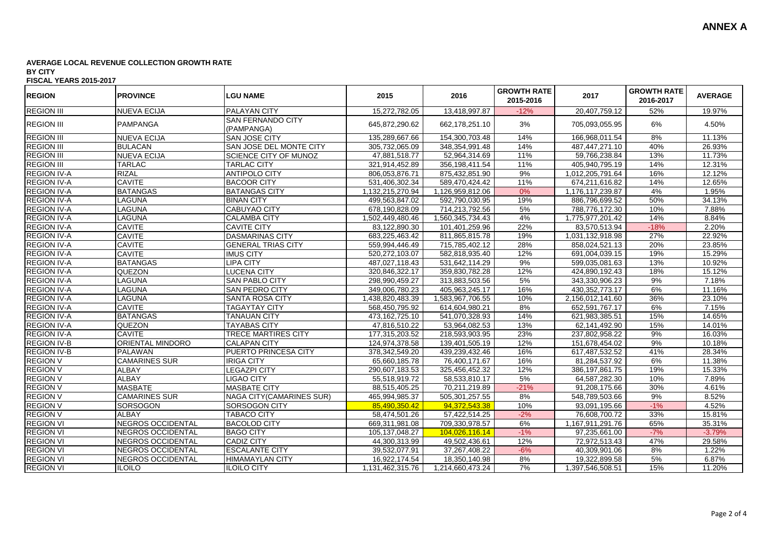**ANNEX A**

**AVERAGE LOCAL REVENUE COLLECTION GROWTH RATE**
**BY CITY**
**FISCAL YEARS 2015-2017**

| REGION | PROVINCE | LGU NAME | 2015 | 2016 | GROWTH RATE 2015-2016 | 2017 | GROWTH RATE 2016-2017 | AVERAGE |
|---|---|---|---|---|---|---|---|---|
| REGION III | NUEVA ECIJA | PALAYAN CITY | 15,272,782.05 | 13,418,997.87 | -12% | 20,407,759.12 | 52% | 19.97% |
| REGION III | PAMPANGA | SAN FERNANDO CITY (PAMPANGA) | 645,872,290.62 | 662,178,251.10 | 3% | 705,093,055.95 | 6% | 4.50% |
| REGION III | NUEVA ECIJA | SAN JOSE CITY | 135,289,667.66 | 154,300,703.48 | 14% | 166,968,011.54 | 8% | 11.13% |
| REGION III | BULACAN | SAN JOSE DEL MONTE CITY | 305,732,065.09 | 348,354,991.48 | 14% | 487,447,271.10 | 40% | 26.93% |
| REGION III | NUEVA ECIJA | SCIENCE CITY OF MUNOZ | 47,881,518.77 | 52,964,314.69 | 11% | 59,766,238.84 | 13% | 11.73% |
| REGION III | TARLAC | TARLAC CITY | 321,914,452.89 | 356,198,411.54 | 11% | 405,940,795.19 | 14% | 12.31% |
| REGION IV-A | RIZAL | ANTIPOLO CITY | 806,053,876.71 | 875,432,851.90 | 9% | 1,012,205,791.64 | 16% | 12.12% |
| REGION IV-A | CAVITE | BACOOR CITY | 531,406,302.34 | 589,470,424.42 | 11% | 674,211,616.82 | 14% | 12.65% |
| REGION IV-A | BATANGAS | BATANGAS CITY | 1,132,215,270.94 | 1,126,959,812.06 | 0% | 1,176,117,239.87 | 4% | 1.95% |
| REGION IV-A | LAGUNA | BINAN CITY | 499,563,847.02 | 592,790,030.95 | 19% | 886,796,699.52 | 50% | 34.13% |
| REGION IV-A | LAGUNA | CABUYAO CITY | 678,190,828.09 | 714,213,792.56 | 5% | 788,776,172.30 | 10% | 7.88% |
| REGION IV-A | LAGUNA | CALAMBA CITY | 1,502,449,480.46 | 1,560,345,734.43 | 4% | 1,775,977,201.42 | 14% | 8.84% |
| REGION IV-A | CAVITE | CAVITE CITY | 83,122,890.30 | 101,401,259.96 | 22% | 83,570,513.94 | -18% | 2.20% |
| REGION IV-A | CAVITE | DASMARINAS CITY | 683,225,463.42 | 811,865,815.78 | 19% | 1,031,132,918.98 | 27% | 22.92% |
| REGION IV-A | CAVITE | GENERAL TRIAS CITY | 559,994,446.49 | 715,785,402.12 | 28% | 858,024,521.13 | 20% | 23.85% |
| REGION IV-A | CAVITE | IMUS CITY | 520,272,103.07 | 582,818,935.40 | 12% | 691,004,039.15 | 19% | 15.29% |
| REGION IV-A | BATANGAS | LIPA CITY | 487,027,118.43 | 531,642,114.29 | 9% | 599,035,081.63 | 13% | 10.92% |
| REGION IV-A | QUEZON | LUCENA CITY | 320,846,322.17 | 359,830,782.28 | 12% | 424,890,192.43 | 18% | 15.12% |
| REGION IV-A | LAGUNA | SAN PABLO CITY | 298,990,459.27 | 313,883,503.56 | 5% | 343,330,906.23 | 9% | 7.18% |
| REGION IV-A | LAGUNA | SAN PEDRO CITY | 349,006,780.23 | 405,963,245.17 | 16% | 430,352,773.17 | 6% | 11.16% |
| REGION IV-A | LAGUNA | SANTA ROSA CITY | 1,438,820,483.39 | 1,583,967,706.55 | 10% | 2,156,012,141.60 | 36% | 23.10% |
| REGION IV-A | CAVITE | TAGAYTAY CITY | 568,450,795.92 | 614,604,980.21 | 8% | 652,591,767.17 | 6% | 7.15% |
| REGION IV-A | BATANGAS | TANAUAN CITY | 473,162,725.10 | 541,070,328.93 | 14% | 621,983,385.51 | 15% | 14.65% |
| REGION IV-A | QUEZON | TAYABAS CITY | 47,816,510.22 | 53,964,082.53 | 13% | 62,141,492.90 | 15% | 14.01% |
| REGION IV-A | CAVITE | TRECE MARTIRES CITY | 177,315,203.52 | 218,593,903.95 | 23% | 237,802,958.22 | 9% | 16.03% |
| REGION IV-B | ORIENTAL MINDORO | CALAPAN CITY | 124,974,378.58 | 139,401,505.19 | 12% | 151,678,454.02 | 9% | 10.18% |
| REGION IV-B | PALAWAN | PUERTO PRINCESA CITY | 378,342,549.20 | 439,239,432.46 | 16% | 617,487,532.52 | 41% | 28.34% |
| REGION V | CAMARINES SUR | IRIGA CITY | 65,660,185.78 | 76,400,171.67 | 16% | 81,284,537.92 | 6% | 11.38% |
| REGION V | ALBAY | LEGAZPI CITY | 290,607,183.53 | 325,456,452.32 | 12% | 386,197,861.75 | 19% | 15.33% |
| REGION V | ALBAY | LIGAO CITY | 55,518,919.72 | 58,533,810.17 | 5% | 64,587,282.30 | 10% | 7.89% |
| REGION V | MASBATE | MASBATE CITY | 88,515,405.25 | 70,211,219.89 | -21% | 91,208,175.66 | 30% | 4.61% |
| REGION V | CAMARINES SUR | NAGA CITY(CAMARINES SUR) | 465,994,985.37 | 505,301,257.55 | 8% | 548,789,503.66 | 9% | 8.52% |
| REGION V | SORSOGON | SORSOGON CITY | 85,490,350.42 | 94,372,543.38 | 10% | 93,091,195.66 | -1% | 4.52% |
| REGION V | ALBAY | TABACO CITY | 58,474,501.26 | 57,422,514.25 | -2% | 76,608,700.72 | 33% | 15.81% |
| REGION VI | NEGROS OCCIDENTAL | BACOLOD CITY | 669,311,981.08 | 709,330,978.57 | 6% | 1,167,911,291.76 | 65% | 35.31% |
| REGION VI | NEGROS OCCIDENTAL | BAGO CITY | 105,137,048.27 | 104,026,116.14 | -1% | 97,235,661.00 | -7% | -3.79% |
| REGION VI | NEGROS OCCIDENTAL | CADIZ CITY | 44,300,313.99 | 49,502,436.61 | 12% | 72,972,513.43 | 47% | 29.58% |
| REGION VI | NEGROS OCCIDENTAL | ESCALANTE CITY | 39,532,077.91 | 37,267,408.22 | -6% | 40,309,901.06 | 8% | 1.22% |
| REGION VI | NEGROS OCCIDENTAL | HIMAMAYLAN CITY | 16,922,174.54 | 18,350,140.98 | 8% | 19,322,899.58 | 5% | 6.87% |
| REGION VI | ILOILO | ILOILO CITY | 1,131,462,315.76 | 1,214,660,473.24 | 7% | 1,397,546,508.51 | 15% | 11.20% |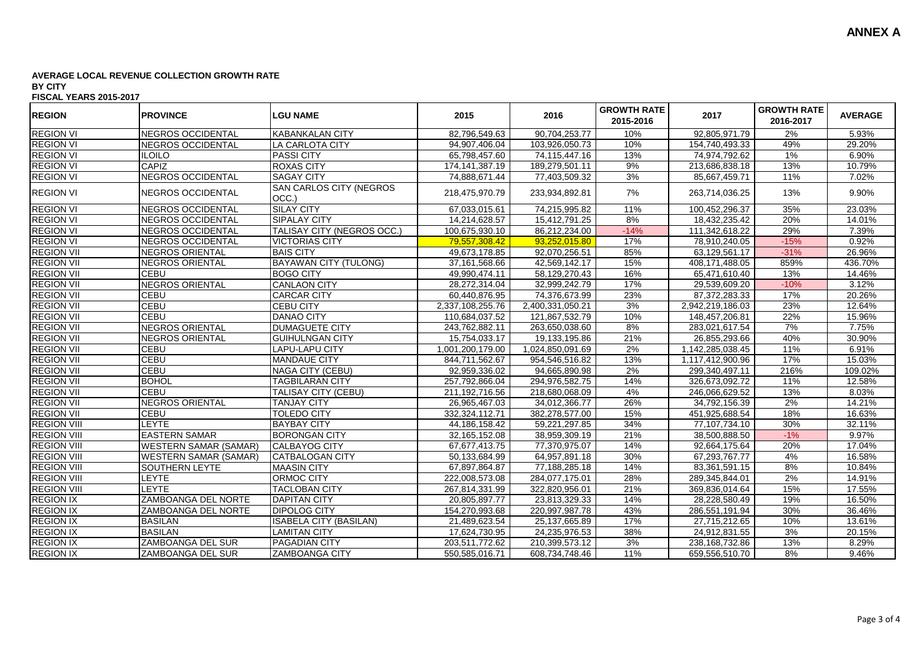**ANNEX A**

**AVERAGE LOCAL REVENUE COLLECTION GROWTH RATE**
**BY CITY**
**FISCAL YEARS 2015-2017**

| REGION | PROVINCE | LGU NAME | 2015 | 2016 | GROWTH RATE 2015-2016 | 2017 | GROWTH RATE 2016-2017 | AVERAGE |
|---|---|---|---|---|---|---|---|---|
| REGION VI | NEGROS OCCIDENTAL | KABANKALAN CITY | 82,796,549.63 | 90,704,253.77 | 10% | 92,805,971.79 | 2% | 5.93% |
| REGION VI | NEGROS OCCIDENTAL | LA CARLOTA CITY | 94,907,406.04 | 103,926,050.73 | 10% | 154,740,493.33 | 49% | 29.20% |
| REGION VI | ILOILO | PASSI CITY | 65,798,457.60 | 74,115,447.16 | 13% | 74,974,792.62 | 1% | 6.90% |
| REGION VI | CAPIZ | ROXAS CITY | 174,141,387.19 | 189,279,501.11 | 9% | 213,686,838.18 | 13% | 10.79% |
| REGION VI | NEGROS OCCIDENTAL | SAGAY CITY | 74,888,671.44 | 77,403,509.32 | 3% | 85,667,459.71 | 11% | 7.02% |
| REGION VI | NEGROS OCCIDENTAL | SAN CARLOS CITY (NEGROS OCC.) | 218,475,970.79 | 233,934,892.81 | 7% | 263,714,036.25 | 13% | 9.90% |
| REGION VI | NEGROS OCCIDENTAL | SILAY CITY | 67,033,015.61 | 74,215,995.82 | 11% | 100,452,296.37 | 35% | 23.03% |
| REGION VI | NEGROS OCCIDENTAL | SIPALAY CITY | 14,214,628.57 | 15,412,791.25 | 8% | 18,432,235.42 | 20% | 14.01% |
| REGION VI | NEGROS OCCIDENTAL | TALISAY CITY (NEGROS OCC.) | 100,675,930.10 | 86,212,234.00 | -14% | 111,342,618.22 | 29% | 7.39% |
| REGION VI | NEGROS OCCIDENTAL | VICTORIAS CITY | 79,557,308.42 | 93,252,015.80 | 17% | 78,910,240.05 | -15% | 0.92% |
| REGION VII | NEGROS ORIENTAL | BAIS CITY | 49,673,178.85 | 92,070,256.51 | 85% | 63,129,561.17 | -31% | 26.96% |
| REGION VII | NEGROS ORIENTAL | BAYAWAN CITY (TULONG) | 37,161,568.66 | 42,569,142.17 | 15% | 408,171,488.05 | 859% | 436.70% |
| REGION VII | CEBU | BOGO CITY | 49,990,474.11 | 58,129,270.43 | 16% | 65,471,610.40 | 13% | 14.46% |
| REGION VII | NEGROS ORIENTAL | CANLAON CITY | 28,272,314.04 | 32,999,242.79 | 17% | 29,539,609.20 | -10% | 3.12% |
| REGION VII | CEBU | CARCAR CITY | 60,440,876.95 | 74,376,673.99 | 23% | 87,372,283.33 | 17% | 20.26% |
| REGION VII | CEBU | CEBU CITY | 2,337,108,255.76 | 2,400,331,050.21 | 3% | 2,942,219,186.03 | 23% | 12.64% |
| REGION VII | CEBU | DANAO CITY | 110,684,037.52 | 121,867,532.79 | 10% | 148,457,206.81 | 22% | 15.96% |
| REGION VII | NEGROS ORIENTAL | DUMAGUETE CITY | 243,762,882.11 | 263,650,038.60 | 8% | 283,021,617.54 | 7% | 7.75% |
| REGION VII | NEGROS ORIENTAL | GUIHULNGAN CITY | 15,754,033.17 | 19,133,195.86 | 21% | 26,855,293.66 | 40% | 30.90% |
| REGION VII | CEBU | LAPU-LAPU CITY | 1,001,200,179.00 | 1,024,850,091.69 | 2% | 1,142,285,038.45 | 11% | 6.91% |
| REGION VII | CEBU | MANDAUE CITY | 844,711,562.67 | 954,546,516.82 | 13% | 1,117,412,900.96 | 17% | 15.03% |
| REGION VII | CEBU | NAGA CITY (CEBU) | 92,959,336.02 | 94,665,890.98 | 2% | 299,340,497.11 | 216% | 109.02% |
| REGION VII | BOHOL | TAGBILARAN CITY | 257,792,866.04 | 294,976,582.75 | 14% | 326,673,092.72 | 11% | 12.58% |
| REGION VII | CEBU | TALISAY CITY (CEBU) | 211,192,716.56 | 218,680,068.09 | 4% | 246,066,629.52 | 13% | 8.03% |
| REGION VII | NEGROS ORIENTAL | TANJAY CITY | 26,965,467.03 | 34,012,366.77 | 26% | 34,792,156.39 | 2% | 14.21% |
| REGION VII | CEBU | TOLEDO CITY | 332,324,112.71 | 382,278,577.00 | 15% | 451,925,688.54 | 18% | 16.63% |
| REGION VIII | LEYTE | BAYBAY CITY | 44,186,158.42 | 59,221,297.85 | 34% | 77,107,734.10 | 30% | 32.11% |
| REGION VIII | EASTERN SAMAR | BORONGAN CITY | 32,165,152.08 | 38,959,309.19 | 21% | 38,500,888.50 | -1% | 9.97% |
| REGION VIII | WESTERN SAMAR (SAMAR) | CALBAYOG CITY | 67,677,413.75 | 77,370,975.07 | 14% | 92,664,175.64 | 20% | 17.04% |
| REGION VIII | WESTERN SAMAR (SAMAR) | CATBALOGAN CITY | 50,133,684.99 | 64,957,891.18 | 30% | 67,293,767.77 | 4% | 16.58% |
| REGION VIII | SOUTHERN LEYTE | MAASIN CITY | 67,897,864.87 | 77,188,285.18 | 14% | 83,361,591.15 | 8% | 10.84% |
| REGION VIII | LEYTE | ORMOC CITY | 222,008,573.08 | 284,077,175.01 | 28% | 289,345,844.01 | 2% | 14.91% |
| REGION VIII | LEYTE | TACLOBAN CITY | 267,814,331.99 | 322,820,956.01 | 21% | 369,836,014.64 | 15% | 17.55% |
| REGION IX | ZAMBOANGA DEL NORTE | DAPITAN CITY | 20,805,897.77 | 23,813,329.33 | 14% | 28,228,580.49 | 19% | 16.50% |
| REGION IX | ZAMBOANGA DEL NORTE | DIPOLOG CITY | 154,270,993.68 | 220,997,987.78 | 43% | 286,551,191.94 | 30% | 36.46% |
| REGION IX | BASILAN | ISABELA CITY (BASILAN) | 21,489,623.54 | 25,137,665.89 | 17% | 27,715,212.65 | 10% | 13.61% |
| REGION IX | BASILAN | LAMITAN CITY | 17,624,730.95 | 24,235,976.53 | 38% | 24,912,831.55 | 3% | 20.15% |
| REGION IX | ZAMBOANGA DEL SUR | PAGADIAN CITY | 203,511,772.62 | 210,399,573.12 | 3% | 238,168,732.86 | 13% | 8.29% |
| REGION IX | ZAMBOANGA DEL SUR | ZAMBOANGA CITY | 550,585,016.71 | 608,734,748.46 | 11% | 659,556,510.70 | 8% | 9.46% |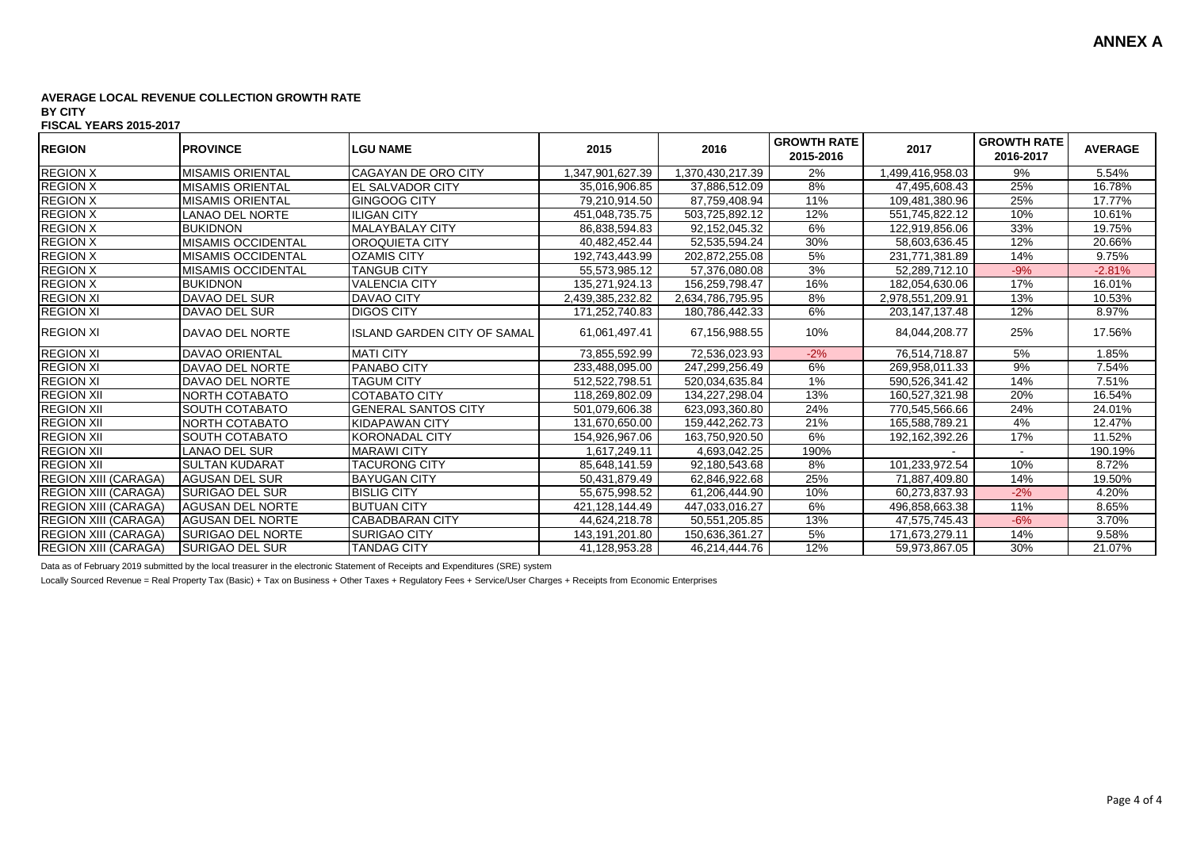**ANNEX A**

**AVERAGE LOCAL REVENUE COLLECTION GROWTH RATE**
**BY CITY**
**FISCAL YEARS 2015-2017**

| REGION | PROVINCE | LGU NAME | 2015 | 2016 | GROWTH RATE 2015-2016 | 2017 | GROWTH RATE 2016-2017 | AVERAGE |
|---|---|---|---|---|---|---|---|---|
| REGION X | MISAMIS ORIENTAL | CAGAYAN DE ORO CITY | 1,347,901,627.39 | 1,370,430,217.39 | 2% | 1,499,416,958.03 | 9% | 5.54% |
| REGION X | MISAMIS ORIENTAL | EL SALVADOR CITY | 35,016,906.85 | 37,886,512.09 | 8% | 47,495,608.43 | 25% | 16.78% |
| REGION X | MISAMIS ORIENTAL | GINGOOG CITY | 79,210,914.50 | 87,759,408.94 | 11% | 109,481,380.96 | 25% | 17.77% |
| REGION X | LANAO DEL NORTE | ILIGAN CITY | 451,048,735.75 | 503,725,892.12 | 12% | 551,745,822.12 | 10% | 10.61% |
| REGION X | BUKIDNON | MALAYBALAY CITY | 86,838,594.83 | 92,152,045.32 | 6% | 122,919,856.06 | 33% | 19.75% |
| REGION X | MISAMIS OCCIDENTAL | OROQUIETA CITY | 40,482,452.44 | 52,535,594.24 | 30% | 58,603,636.45 | 12% | 20.66% |
| REGION X | MISAMIS OCCIDENTAL | OZAMIS CITY | 192,743,443.99 | 202,872,255.08 | 5% | 231,771,381.89 | 14% | 9.75% |
| REGION X | MISAMIS OCCIDENTAL | TANGUB CITY | 55,573,985.12 | 57,376,080.08 | 3% | 52,289,712.10 | -9% | -2.81% |
| REGION X | BUKIDNON | VALENCIA CITY | 135,271,924.13 | 156,259,798.47 | 16% | 182,054,630.06 | 17% | 16.01% |
| REGION XI | DAVAO DEL SUR | DAVAO CITY | 2,439,385,232.82 | 2,634,786,795.95 | 8% | 2,978,551,209.91 | 13% | 10.53% |
| REGION XI | DAVAO DEL SUR | DIGOS CITY | 171,252,740.83 | 180,786,442.33 | 6% | 203,147,137.48 | 12% | 8.97% |
| REGION XI | DAVAO DEL NORTE | ISLAND GARDEN CITY OF SAMAL | 61,061,497.41 | 67,156,988.55 | 10% | 84,044,208.77 | 25% | 17.56% |
| REGION XI | DAVAO ORIENTAL | MATI CITY | 73,855,592.99 | 72,536,023.93 | -2% | 76,514,718.87 | 5% | 1.85% |
| REGION XI | DAVAO DEL NORTE | PANABO CITY | 233,488,095.00 | 247,299,256.49 | 6% | 269,958,011.33 | 9% | 7.54% |
| REGION XI | DAVAO DEL NORTE | TAGUM CITY | 512,522,798.51 | 520,034,635.84 | 1% | 590,526,341.42 | 14% | 7.51% |
| REGION XII | NORTH COTABATO | COTABATO CITY | 118,269,802.09 | 134,227,298.04 | 13% | 160,527,321.98 | 20% | 16.54% |
| REGION XII | SOUTH COTABATO | GENERAL SANTOS CITY | 501,079,606.38 | 623,093,360.80 | 24% | 770,545,566.66 | 24% | 24.01% |
| REGION XII | NORTH COTABATO | KIDAPAWAN CITY | 131,670,650.00 | 159,442,262.73 | 21% | 165,588,789.21 | 4% | 12.47% |
| REGION XII | SOUTH COTABATO | KORONADAL CITY | 154,926,967.06 | 163,750,920.50 | 6% | 192,162,392.26 | 17% | 11.52% |
| REGION XII | LANAO DEL SUR | MARAWI CITY | 1,617,249.11 | 4,693,042.25 | 190% | - | - | 190.19% |
| REGION XII | SULTAN KUDARAT | TACURONG CITY | 85,648,141.59 | 92,180,543.68 | 8% | 101,233,972.54 | 10% | 8.72% |
| REGION XIII (CARAGA) | AGUSAN DEL SUR | BAYUGAN CITY | 50,431,879.49 | 62,846,922.68 | 25% | 71,887,409.80 | 14% | 19.50% |
| REGION XIII (CARAGA) | SURIGAO DEL SUR | BISLIG CITY | 55,675,998.52 | 61,206,444.90 | 10% | 60,273,837.93 | -2% | 4.20% |
| REGION XIII (CARAGA) | AGUSAN DEL NORTE | BUTUAN CITY | 421,128,144.49 | 447,033,016.27 | 6% | 496,858,663.38 | 11% | 8.65% |
| REGION XIII (CARAGA) | AGUSAN DEL NORTE | CABADBARAN CITY | 44,624,218.78 | 50,551,205.85 | 13% | 47,575,745.43 | -6% | 3.70% |
| REGION XIII (CARAGA) | SURIGAO DEL NORTE | SURIGAO CITY | 143,191,201.80 | 150,636,361.27 | 5% | 171,673,279.11 | 14% | 9.58% |
| REGION XIII (CARAGA) | SURIGAO DEL SUR | TANDAG CITY | 41,128,953.28 | 46,214,444.76 | 12% | 59,973,867.05 | 30% | 21.07% |

Data as of February 2019 submitted by the local treasurer in the electronic Statement of Receipts and Expenditures (SRE) system

Locally Sourced Revenue = Real Property Tax (Basic) + Tax on Business + Other Taxes + Regulatory Fees + Service/User Charges + Receipts from Economic Enterprises